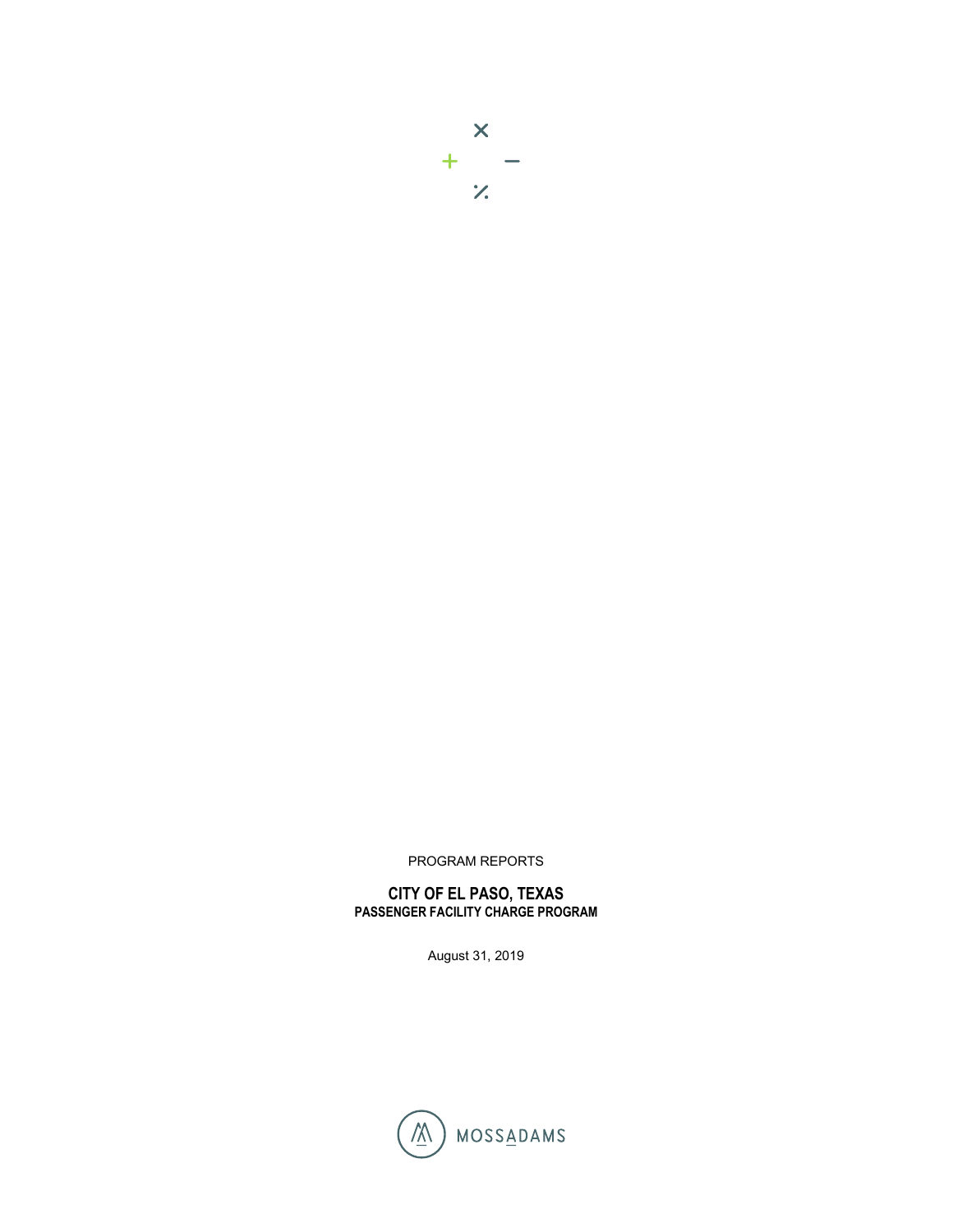PROGRAM REPORTS

# CITY OF EL PASO, TEXAS

## PASSENGER FACILITY CHARGE PROGRAM

August 31, 2019

MOSSADAMS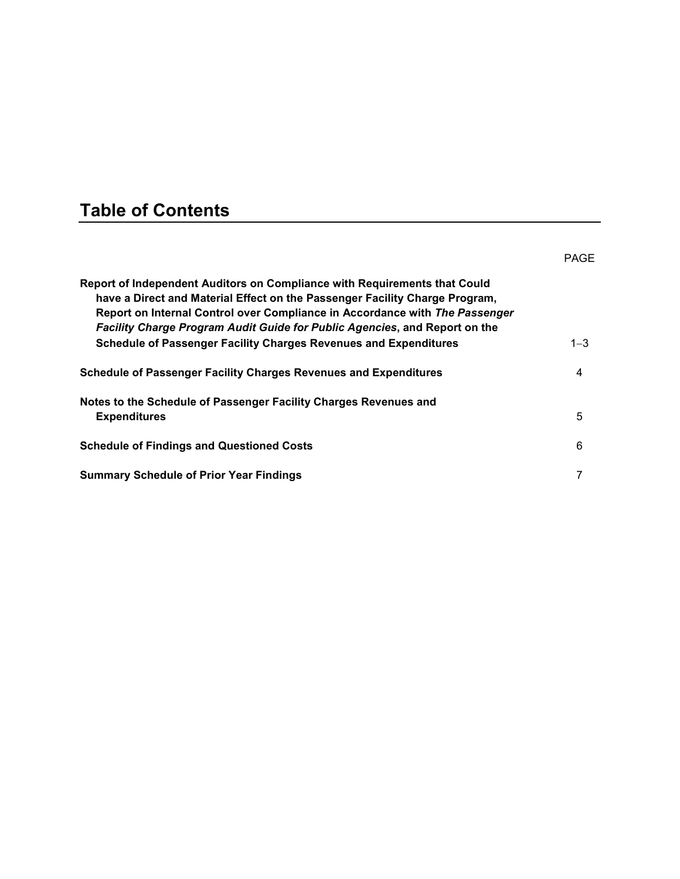# Table of Contents

| | PAGE |
|---|---|
| **Report of Independent Auditors on Compliance with Requirements that Could have a Direct and Material Effect on the Passenger Facility Charge Program, Report on Internal Control over Compliance in Accordance with *The Passenger Facility Charge Program Audit Guide for Public Agencies*, and Report on the Schedule of Passenger Facility Charges Revenues and Expenditures** | 1–3 |
| **Schedule of Passenger Facility Charges Revenues and Expenditures** | 4 |
| **Notes to the Schedule of Passenger Facility Charges Revenues and Expenditures** | 5 |
| **Schedule of Findings and Questioned Costs** | 6 |
| **Summary Schedule of Prior Year Findings** | 7 |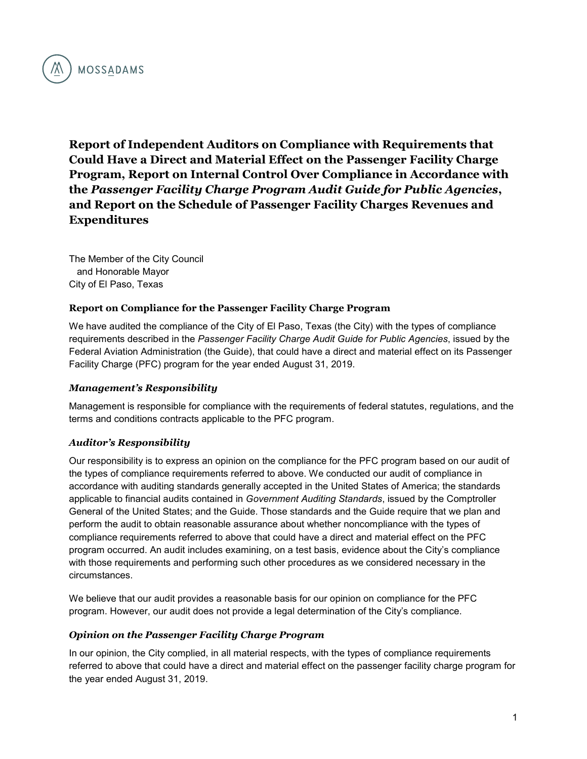MOSSADAMS

# Report of Independent Auditors on Compliance with Requirements that Could Have a Direct and Material Effect on the Passenger Facility Charge Program, Report on Internal Control Over Compliance in Accordance with the *Passenger Facility Charge Program Audit Guide for Public Agencies*, and Report on the Schedule of Passenger Facility Charges Revenues and Expenditures

The Member of the City Council
and Honorable Mayor
City of El Paso, Texas

## Report on Compliance for the Passenger Facility Charge Program

We have audited the compliance of the City of El Paso, Texas (the City) with the types of compliance requirements described in the *Passenger Facility Charge Audit Guide for Public Agencies*, issued by the Federal Aviation Administration (the Guide), that could have a direct and material effect on its Passenger Facility Charge (PFC) program for the year ended August 31, 2019.

### *Management's Responsibility*

Management is responsible for compliance with the requirements of federal statutes, regulations, and the terms and conditions contracts applicable to the PFC program.

### *Auditor's Responsibility*

Our responsibility is to express an opinion on the compliance for the PFC program based on our audit of the types of compliance requirements referred to above. We conducted our audit of compliance in accordance with auditing standards generally accepted in the United States of America; the standards applicable to financial audits contained in *Government Auditing Standards*, issued by the Comptroller General of the United States; and the Guide. Those standards and the Guide require that we plan and perform the audit to obtain reasonable assurance about whether noncompliance with the types of compliance requirements referred to above that could have a direct and material effect on the PFC program occurred. An audit includes examining, on a test basis, evidence about the City's compliance with those requirements and performing such other procedures as we considered necessary in the circumstances.

We believe that our audit provides a reasonable basis for our opinion on compliance for the PFC program. However, our audit does not provide a legal determination of the City's compliance.

### *Opinion on the Passenger Facility Charge Program*

In our opinion, the City complied, in all material respects, with the types of compliance requirements referred to above that could have a direct and material effect on the passenger facility charge program for the year ended August 31, 2019.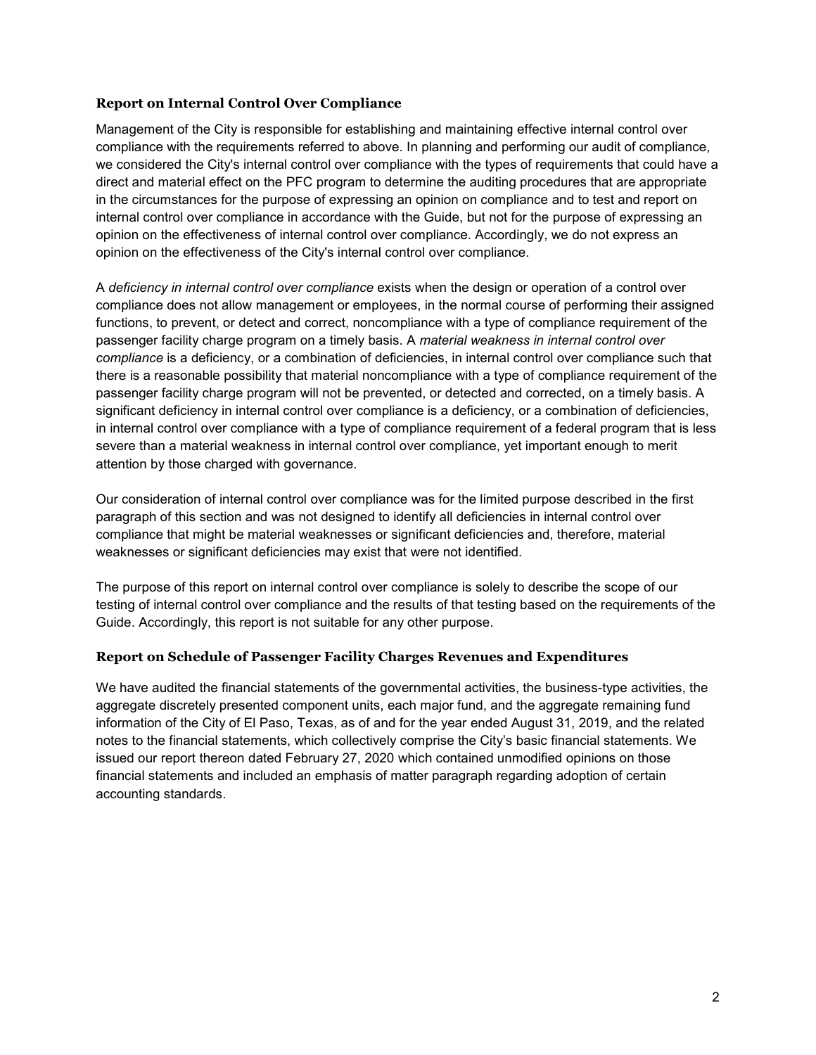### Report on Internal Control Over Compliance

Management of the City is responsible for establishing and maintaining effective internal control over compliance with the requirements referred to above. In planning and performing our audit of compliance, we considered the City's internal control over compliance with the types of requirements that could have a direct and material effect on the PFC program to determine the auditing procedures that are appropriate in the circumstances for the purpose of expressing an opinion on compliance and to test and report on internal control over compliance in accordance with the Guide, but not for the purpose of expressing an opinion on the effectiveness of internal control over compliance. Accordingly, we do not express an opinion on the effectiveness of the City's internal control over compliance.

A *deficiency in internal control over compliance* exists when the design or operation of a control over compliance does not allow management or employees, in the normal course of performing their assigned functions, to prevent, or detect and correct, noncompliance with a type of compliance requirement of the passenger facility charge program on a timely basis. A *material weakness in internal control over compliance* is a deficiency, or a combination of deficiencies, in internal control over compliance such that there is a reasonable possibility that material noncompliance with a type of compliance requirement of the passenger facility charge program will not be prevented, or detected and corrected, on a timely basis. A significant deficiency in internal control over compliance is a deficiency, or a combination of deficiencies, in internal control over compliance with a type of compliance requirement of a federal program that is less severe than a material weakness in internal control over compliance, yet important enough to merit attention by those charged with governance.

Our consideration of internal control over compliance was for the limited purpose described in the first paragraph of this section and was not designed to identify all deficiencies in internal control over compliance that might be material weaknesses or significant deficiencies and, therefore, material weaknesses or significant deficiencies may exist that were not identified.

The purpose of this report on internal control over compliance is solely to describe the scope of our testing of internal control over compliance and the results of that testing based on the requirements of the Guide. Accordingly, this report is not suitable for any other purpose.

### Report on Schedule of Passenger Facility Charges Revenues and Expenditures

We have audited the financial statements of the governmental activities, the business-type activities, the aggregate discretely presented component units, each major fund, and the aggregate remaining fund information of the City of El Paso, Texas, as of and for the year ended August 31, 2019, and the related notes to the financial statements, which collectively comprise the City's basic financial statements. We issued our report thereon dated February 27, 2020 which contained unmodified opinions on those financial statements and included an emphasis of matter paragraph regarding adoption of certain accounting standards.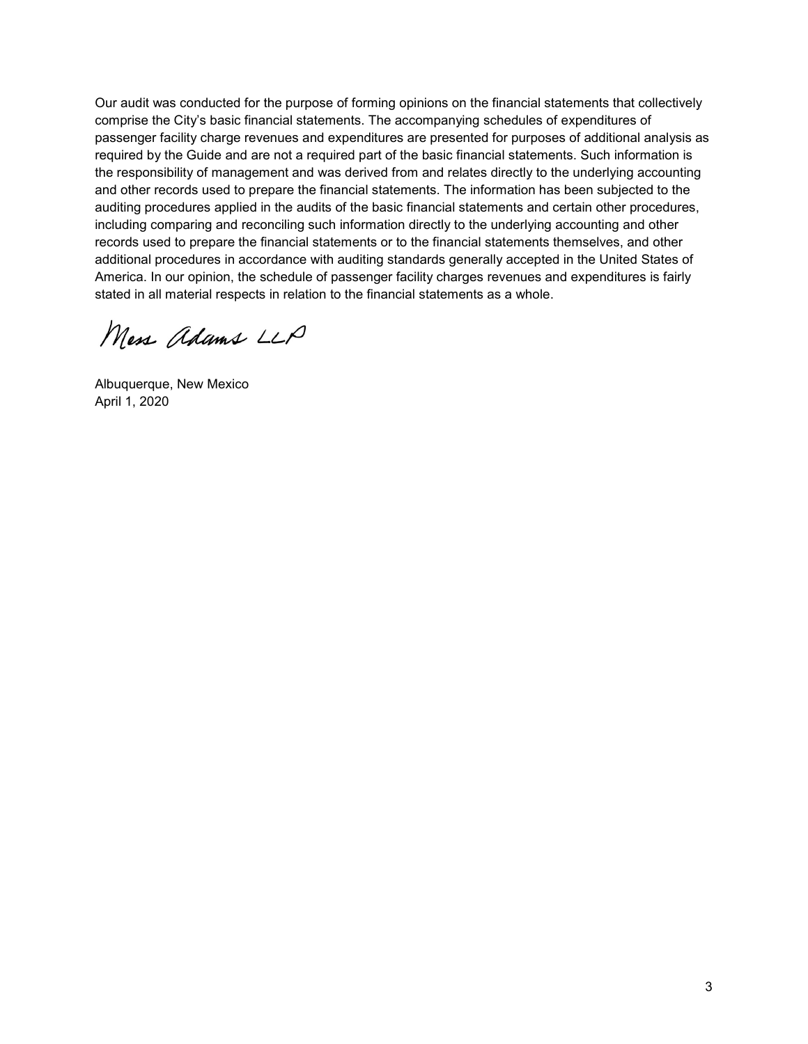Our audit was conducted for the purpose of forming opinions on the financial statements that collectively comprise the City's basic financial statements. The accompanying schedules of expenditures of passenger facility charge revenues and expenditures are presented for purposes of additional analysis as required by the Guide and are not a required part of the basic financial statements. Such information is the responsibility of management and was derived from and relates directly to the underlying accounting and other records used to prepare the financial statements. The information has been subjected to the auditing procedures applied in the audits of the basic financial statements and certain other procedures, including comparing and reconciling such information directly to the underlying accounting and other records used to prepare the financial statements or to the financial statements themselves, and other additional procedures in accordance with auditing standards generally accepted in the United States of America. In our opinion, the schedule of passenger facility charges revenues and expenditures is fairly stated in all material respects in relation to the financial statements as a whole.

Moss Adams LLP

Albuquerque, New Mexico
April 1, 2020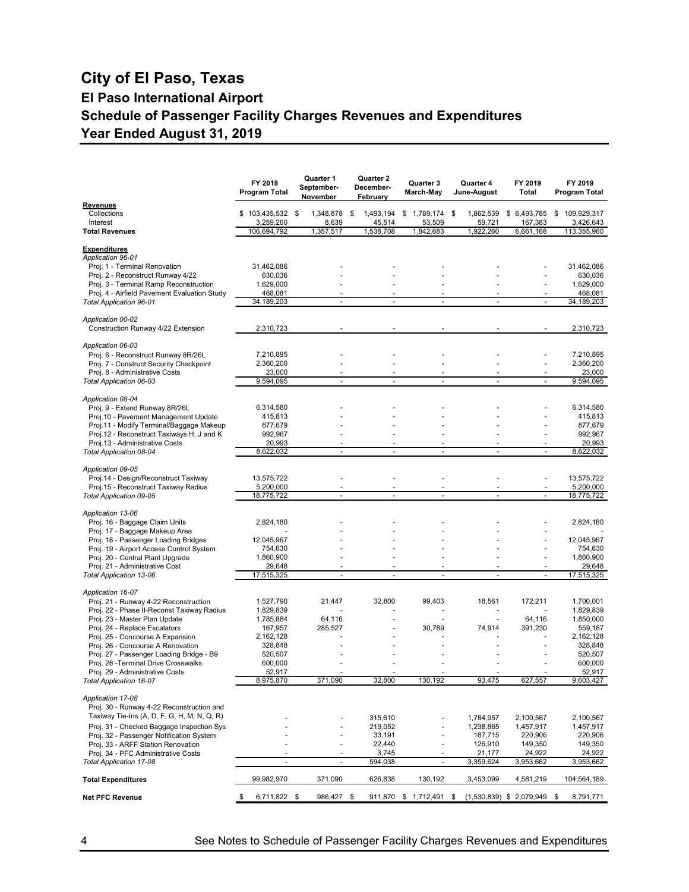# City of El Paso, Texas

## El Paso International Airport

## Schedule of Passenger Facility Charges Revenues and Expenditures

## Year Ended August 31, 2019

| | FY 2018 Program Total | Quarter 1 September-November | Quarter 2 December-February | Quarter 3 March-May | Quarter 4 June-August | FY 2019 Total | FY 2019 Program Total |
|---|---|---|---|---|---|---|---|
| **Revenues** | | | | | | | |
| Collections | $ 103,435,532 | $ 1,348,878 | $ 1,493,194 | $ 1,789,174 | $ 1,862,539 | $ 6,493,785 | $ 109,929,317 |
| Interest | 3,259,260 | 8,639 | 45,514 | 53,509 | 59,721 | 167,383 | 3,426,643 |
| **Total Revenues** | 106,694,792 | 1,357,517 | 1,538,708 | 1,842,683 | 1,922,260 | 6,661,168 | 113,355,960 |
| **Expenditures** | | | | | | | |
| *Application 96-01* | | | | | | | |
| Proj. 1 - Terminal Renovation | 31,462,086 | - | - | - | - | - | 31,462,086 |
| Proj. 2 - Reconstruct Runway 4/22 | 630,036 | - | - | - | - | - | 630,036 |
| Proj. 3 - Terminal Ramp Reconstruction | 1,629,000 | - | - | - | - | - | 1,629,000 |
| Proj. 4 - Airfield Pavement Evaluation Study | 468,081 | - | - | - | - | - | 468,081 |
| *Total Application 96-01* | 34,189,203 | - | - | - | - | - | 34,189,203 |
| *Application 00-02* | | | | | | | |
| Construction Runway 4/22 Extension | 2,310,723 | - | - | - | - | - | 2,310,723 |
| *Application 06-03* | | | | | | | |
| Proj. 6 - Reconstruct Runway 8R/26L | 7,210,895 | - | - | - | - | - | 7,210,895 |
| Proj. 7 - Construct Security Checkpoint | 2,360,200 | - | - | - | - | - | 2,360,200 |
| Proj. 8 - Administrative Costs | 23,000 | - | - | - | - | - | 23,000 |
| *Total Application 06-03* | 9,594,095 | - | - | - | - | - | 9,594,095 |
| *Application 08-04* | | | | | | | |
| Proj. 9 - Extend Runway 8R/26L | 6,314,580 | - | - | - | - | - | 6,314,580 |
| Proj.10 - Pavement Management Update | 415,813 | - | - | - | - | - | 415,813 |
| Proj.11 - Modify Terminal/Baggage Makeup | 877,679 | - | - | - | - | - | 877,679 |
| Proj.12 - Reconstruct Taxiways H, J and K | 992,967 | - | - | - | - | - | 992,967 |
| Proj.13 - Administrative Costs | 20,993 | - | - | - | - | - | 20,993 |
| *Total Application 08-04* | 8,622,032 | - | - | - | - | - | 8,622,032 |
| *Application 09-05* | | | | | | | |
| Proj.14 - Design/Reconstruct Taxiway | 13,575,722 | - | - | - | - | - | 13,575,722 |
| Proj.15 - Reconstruct Taxiway Radius | 5,200,000 | - | - | - | - | - | 5,200,000 |
| *Total Application 09-05* | 18,775,722 | - | - | - | - | - | 18,775,722 |
| *Application 13-06* | | | | | | | |
| Proj. 16 - Baggage Claim Units | 2,824,180 | - | - | - | - | - | 2,824,180 |
| Proj. 17 - Baggage Makeup Area | - | - | - | - | - | - | - |
| Proj. 18 - Passenger Loading Bridges | 12,045,967 | - | - | - | - | - | 12,045,967 |
| Proj. 19 - Airport Access Control System | 754,630 | - | - | - | - | - | 754,630 |
| Proj. 20 - Central Plant Upgrade | 1,860,900 | - | - | - | - | - | 1,860,900 |
| Proj. 21 - Administrative Cost | 29,648 | - | - | - | - | - | 29,648 |
| *Total Application 13-06* | 17,515,325 | - | - | - | - | - | 17,515,325 |
| *Application 16-07* | | | | | | | |
| Proj. 21 - Runway 4-22 Reconstruction | 1,527,790 | 21,447 | 32,800 | 99,403 | 18,561 | 172,211 | 1,700,001 |
| Proj. 22 - Phase II-Reconst Taxiway Radius | 1,829,839 | - | - | - | - | - | 1,829,839 |
| Proj. 23 - Master Plan Update | 1,785,884 | 64,116 | - | - | - | 64,116 | 1,850,000 |
| Proj. 24 - Replace Escalators | 167,957 | 285,527 | - | 30,789 | 74,914 | 391,230 | 559,187 |
| Proj. 25 - Concourse A Expansion | 2,162,128 | - | - | - | - | - | 2,162,128 |
| Proj. 26 - Concourse A Renovation | 328,848 | - | - | - | - | - | 328,848 |
| Proj. 27 - Passenger Loading Bridge - B9 | 520,507 | - | - | - | - | - | 520,507 |
| Proj. 28 -Terminal Drive Crosswalks | 600,000 | - | - | - | - | - | 600,000 |
| Proj. 29 - Administrative Costs | 52,917 | - | - | - | - | - | 52,917 |
| *Total Application 16-07* | 8,975,870 | 371,090 | 32,800 | 130,192 | 93,475 | 627,557 | 9,603,427 |
| *Application 17-08* | | | | | | | |
| Proj. 30 - Runway 4-22 Reconstruction and Taxiway Tie-Ins (A, D, F, G, H, M, N, Q, R) | - | - | 315,610 | - | 1,784,957 | 2,100,567 | 2,100,567 |
| Proj. 31 - Checked Baggage Inspection Sys | - | - | 219,052 | - | 1,238,865 | 1,457,917 | 1,457,917 |
| Proj. 32 - Passenger Notification System | - | - | 33,191 | - | 187,715 | 220,906 | 220,906 |
| Proj. 33 - ARFF Station Renovation | - | - | 22,440 | - | 126,910 | 149,350 | 149,350 |
| Proj. 34 - PFC Administrative Costs | - | - | 3,745 | - | 21,177 | 24,922 | 24,922 |
| *Total Application 17-08* | - | - | 594,038 | - | 3,359,624 | 3,953,662 | 3,953,662 |
| **Total Expenditures** | 99,982,970 | 371,090 | 626,838 | 130,192 | 3,453,099 | 4,581,219 | 104,564,189 |
| **Net PFC Revenue** | $ 6,711,822 | $ 986,427 | $ 911,870 | $ 1,712,491 | $ (1,530,839) | $ 2,079,949 | $ 8,791,771 |

See Notes to Schedule of Passenger Facility Charges Revenues and Expenditures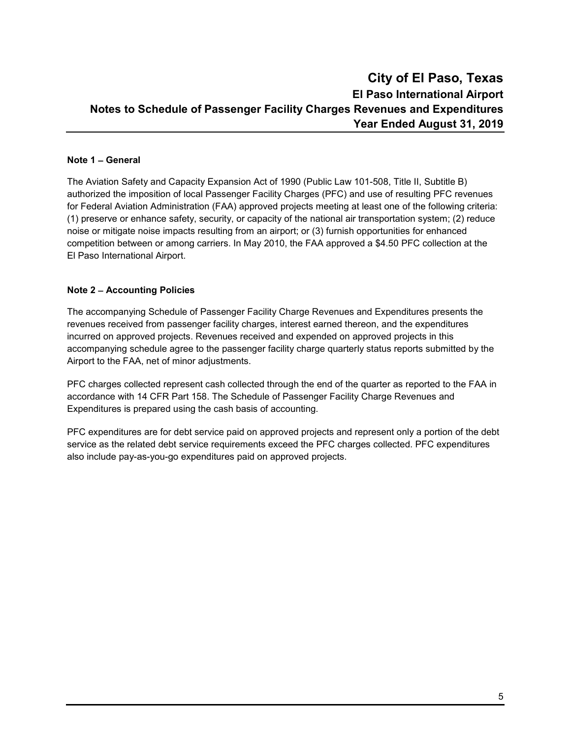# City of El Paso, Texas
## El Paso International Airport
## Notes to Schedule of Passenger Facility Charges Revenues and Expenditures
## Year Ended August 31, 2019

**Note 1 – General**

The Aviation Safety and Capacity Expansion Act of 1990 (Public Law 101-508, Title II, Subtitle B) authorized the imposition of local Passenger Facility Charges (PFC) and use of resulting PFC revenues for Federal Aviation Administration (FAA) approved projects meeting at least one of the following criteria: (1) preserve or enhance safety, security, or capacity of the national air transportation system; (2) reduce noise or mitigate noise impacts resulting from an airport; or (3) furnish opportunities for enhanced competition between or among carriers. In May 2010, the FAA approved a $4.50 PFC collection at the El Paso International Airport.

**Note 2 – Accounting Policies**

The accompanying Schedule of Passenger Facility Charge Revenues and Expenditures presents the revenues received from passenger facility charges, interest earned thereon, and the expenditures incurred on approved projects. Revenues received and expended on approved projects in this accompanying schedule agree to the passenger facility charge quarterly status reports submitted by the Airport to the FAA, net of minor adjustments.

PFC charges collected represent cash collected through the end of the quarter as reported to the FAA in accordance with 14 CFR Part 158. The Schedule of Passenger Facility Charge Revenues and Expenditures is prepared using the cash basis of accounting.

PFC expenditures are for debt service paid on approved projects and represent only a portion of the debt service as the related debt service requirements exceed the PFC charges collected. PFC expenditures also include pay-as-you-go expenditures paid on approved projects.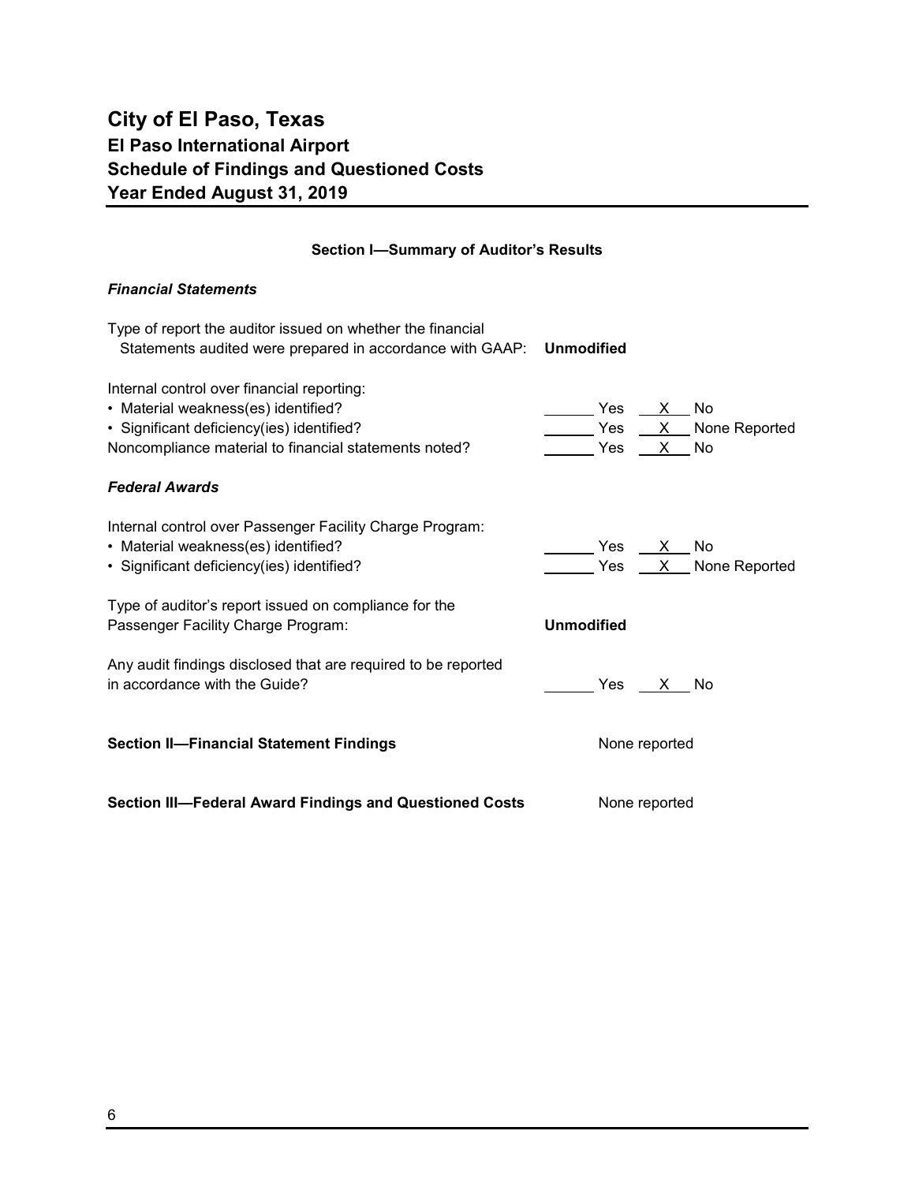# City of El Paso, Texas
## El Paso International Airport
## Schedule of Findings and Questioned Costs
## Year Ended August 31, 2019

### Section I—Summary of Auditor's Results

***Financial Statements***

Type of report the auditor issued on whether the financial Statements audited were prepared in accordance with GAAP: **Unmodified**

Internal control over financial reporting:

| | | |
|---|---|---|
| • Material weakness(es) identified? | ______ Yes | X No |
| • Significant deficiency(ies) identified? | ______ Yes | X None Reported |
| Noncompliance material to financial statements noted? | ______ Yes | X No |

***Federal Awards***

Internal control over Passenger Facility Charge Program:

| | | |
|---|---|---|
| • Material weakness(es) identified? | ______ Yes | X No |
| • Significant deficiency(ies) identified? | ______ Yes | X None Reported |

Type of auditor's report issued on compliance for the Passenger Facility Charge Program: **Unmodified**

| | | |
|---|---|---|
| Any audit findings disclosed that are required to be reported in accordance with the Guide? | ______ Yes | X No |

**Section II—Financial Statement Findings** None reported

**Section III—Federal Award Findings and Questioned Costs** None reported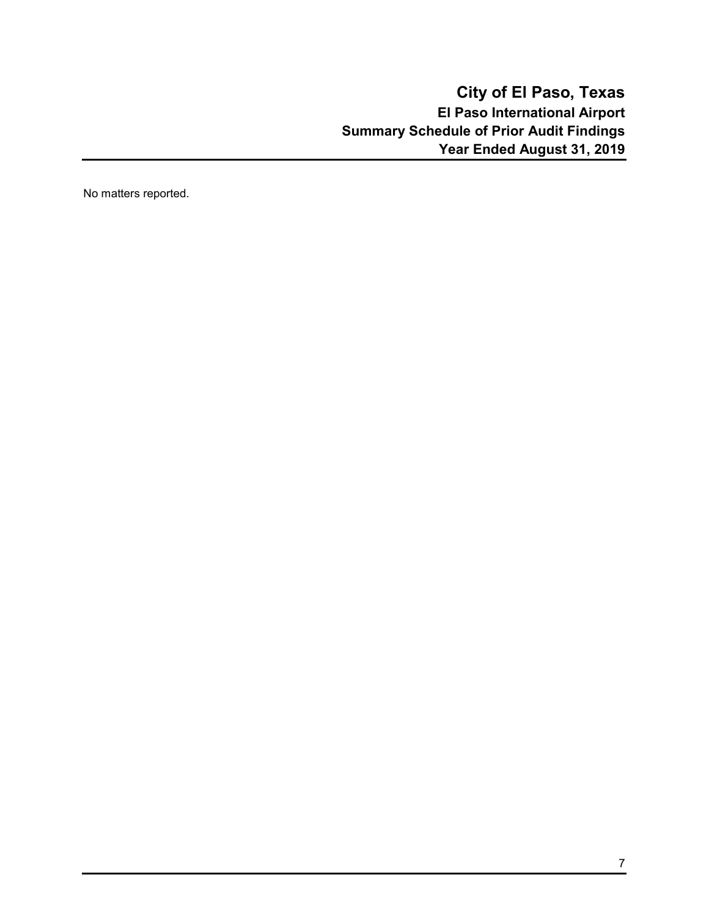# City of El Paso, Texas
## El Paso International Airport
## Summary Schedule of Prior Audit Findings
## Year Ended August 31, 2019

No matters reported.